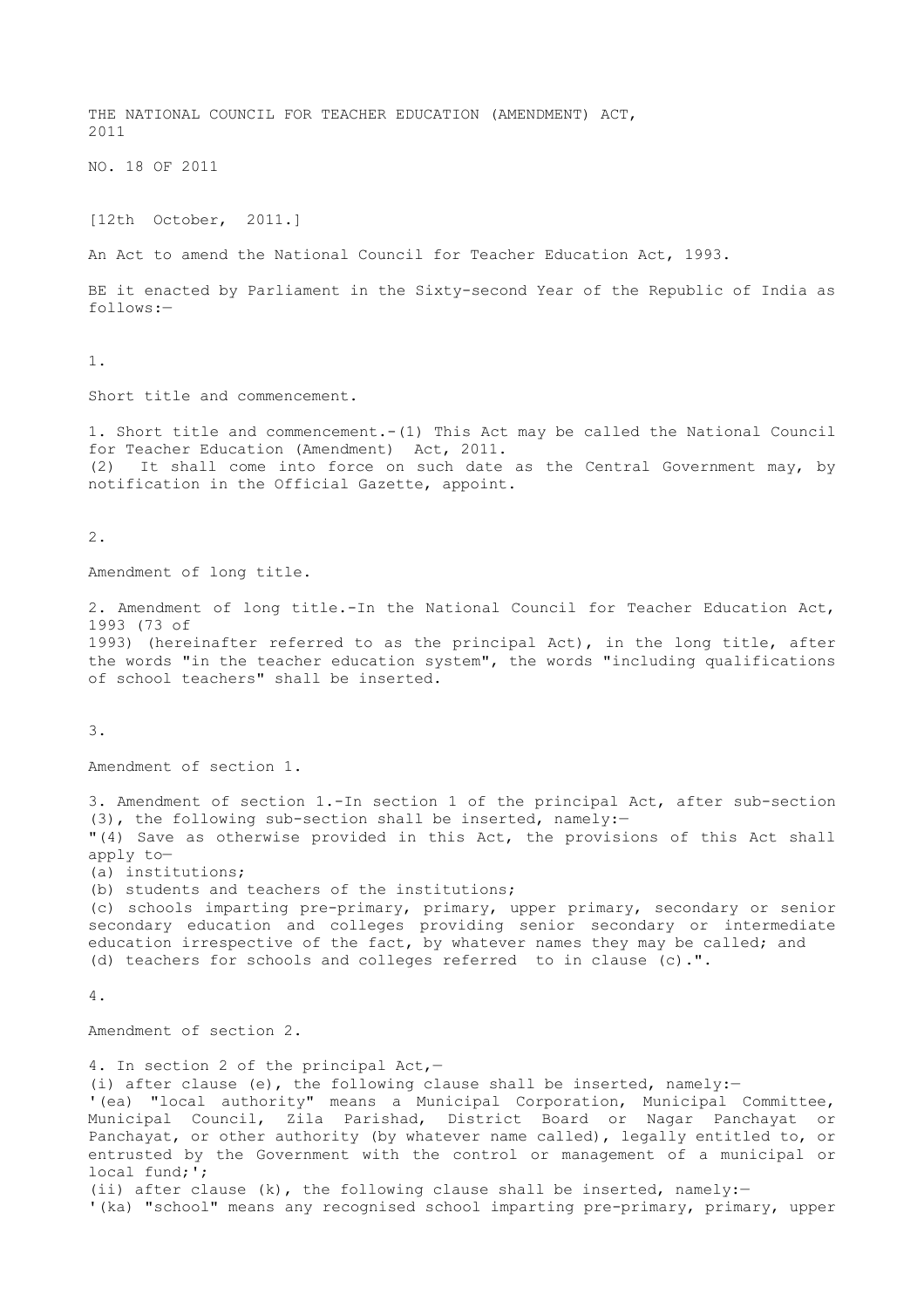# THE NATIONAL COUNCIL FOR TEACHER EDUCATION (AMENDMENT) ACT, 2011

NO. 18 OF 2011

[12th October, 2011.]

An Act to amend the National Council for Teacher Education Act, 1993.

BE it enacted by Parliament in the Sixty-second Year of the Republic of India as follows:—

1.

Short title and commencement.

1. Short title and commencement.-(1) This Act may be called the National Council for Teacher Education (Amendment) Act, 2011.
(2) It shall come into force on such date as the Central Government may, by notification in the Official Gazette, appoint.

2.

Amendment of long title.

2. Amendment of long title.-In the National Council for Teacher Education Act, 1993 (73 of 1993) (hereinafter referred to as the principal Act), in the long title, after the words "in the teacher education system", the words "including qualifications of school teachers" shall be inserted.

3.

Amendment of section 1.

3. Amendment of section 1.-In section 1 of the principal Act, after sub-section (3), the following sub-section shall be inserted, namely:—
"(4) Save as otherwise provided in this Act, the provisions of this Act shall apply to—
(a) institutions;
(b) students and teachers of the institutions;
(c) schools imparting pre-primary, primary, upper primary, secondary or senior secondary education and colleges providing senior secondary or intermediate education irrespective of the fact, by whatever names they may be called; and
(d) teachers for schools and colleges referred to in clause (c).".

4.

Amendment of section 2.

4. In section 2 of the principal Act,—
(i) after clause (e), the following clause shall be inserted, namely:—
'(ea) "local authority" means a Municipal Corporation, Municipal Committee, Municipal Council, Zila Parishad, District Board or Nagar Panchayat or Panchayat, or other authority (by whatever name called), legally entitled to, or entrusted by the Government with the control or management of a municipal or local fund;';
(ii) after clause (k), the following clause shall be inserted, namely:—
'(ka) "school" means any recognised school imparting pre-primary, primary, upper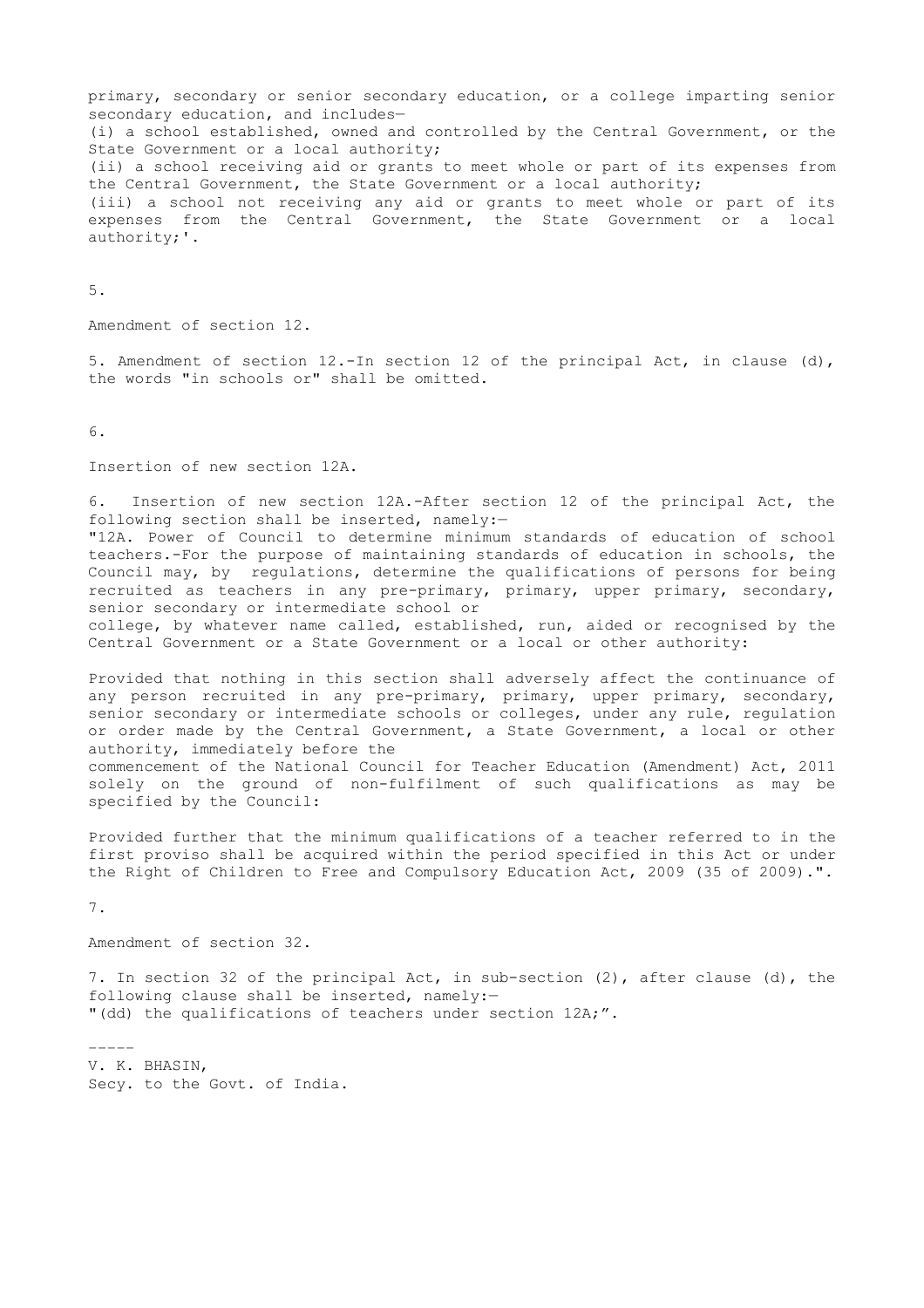primary, secondary or senior secondary education, or a college imparting senior secondary education, and includes—

(i) a school established, owned and controlled by the Central Government, or the State Government or a local authority;

(ii) a school receiving aid or grants to meet whole or part of its expenses from the Central Government, the State Government or a local authority;

(iii) a school not receiving any aid or grants to meet whole or part of its expenses from the Central Government, the State Government or a local authority;'.

5.

Amendment of section 12.

5. Amendment of section 12.-In section 12 of the principal Act, in clause (d), the words "in schools or" shall be omitted.

6.

Insertion of new section 12A.

6. Insertion of new section 12A.-After section 12 of the principal Act, the following section shall be inserted, namely:—

"12A. Power of Council to determine minimum standards of education of school teachers.-For the purpose of maintaining standards of education in schools, the Council may, by regulations, determine the qualifications of persons for being recruited as teachers in any pre-primary, primary, upper primary, secondary, senior secondary or intermediate school or college, by whatever name called, established, run, aided or recognised by the Central Government or a State Government or a local or other authority:

Provided that nothing in this section shall adversely affect the continuance of any person recruited in any pre-primary, primary, upper primary, secondary, senior secondary or intermediate schools or colleges, under any rule, regulation or order made by the Central Government, a State Government, a local or other authority, immediately before the commencement of the National Council for Teacher Education (Amendment) Act, 2011 solely on the ground of non-fulfilment of such qualifications as may be specified by the Council:

Provided further that the minimum qualifications of a teacher referred to in the first proviso shall be acquired within the period specified in this Act or under the Right of Children to Free and Compulsory Education Act, 2009 (35 of 2009).".

7.

Amendment of section 32.

7. In section 32 of the principal Act, in sub-section (2), after clause (d), the following clause shall be inserted, namely:—

"(dd) the qualifications of teachers under section 12A;".

-----

V. K. BHASIN,
Secy. to the Govt. of India.